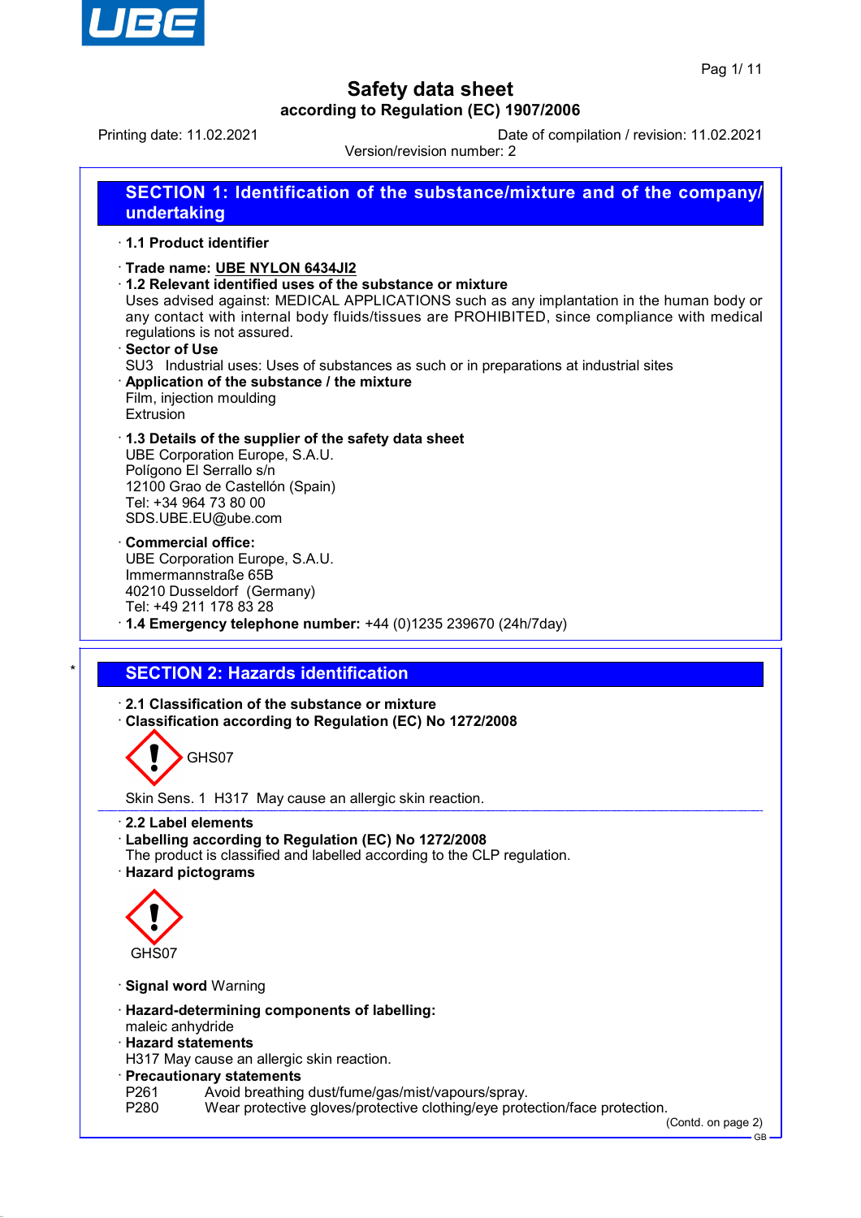# Safety data sheet
## according to Regulation (EC) 1907/2006

Printing date: 11.02.2021 Date of compilation / revision: 11.02.2021
Version/revision number: 2

## SECTION 1: Identification of the substance/mixture and of the company/ undertaking

· **1.1 Product identifier**

· **Trade name: UBE NYLON 6434JI2**

· **1.2 Relevant identified uses of the substance or mixture**
Uses advised against: MEDICAL APPLICATIONS such as any implantation in the human body or any contact with internal body fluids/tissues are PROHIBITED, since compliance with medical regulations is not assured.

· **Sector of Use**
SU3 Industrial uses: Uses of substances as such or in preparations at industrial sites

· **Application of the substance / the mixture**
Film, injection moulding
Extrusion

· **1.3 Details of the supplier of the safety data sheet**
UBE Corporation Europe, S.A.U.
Polígono El Serrallo s/n
12100 Grao de Castellón (Spain)
Tel: +34 964 73 80 00
SDS.UBE.EU@ube.com

· **Commercial office:**
UBE Corporation Europe, S.A.U.
Immermannstraße 65B
40210 Dusseldorf (Germany)
Tel: +49 211 178 83 28

· **1.4 Emergency telephone number:** +44 (0)1235 239670 (24h/7day)

## SECTION 2: Hazards identification

· **2.1 Classification of the substance or mixture**

· **Classification according to Regulation (EC) No 1272/2008**

GHS07

Skin Sens. 1 H317 May cause an allergic skin reaction.

· **2.2 Label elements**

· **Labelling according to Regulation (EC) No 1272/2008**
The product is classified and labelled according to the CLP regulation.

· **Hazard pictograms**

GHS07

· **Signal word** Warning

· **Hazard-determining components of labelling:**
maleic anhydride

· **Hazard statements**
H317 May cause an allergic skin reaction.

· **Precautionary statements**
P261 Avoid breathing dust/fume/gas/mist/vapours/spray.
P280 Wear protective gloves/protective clothing/eye protection/face protection.

(Contd. on page 2)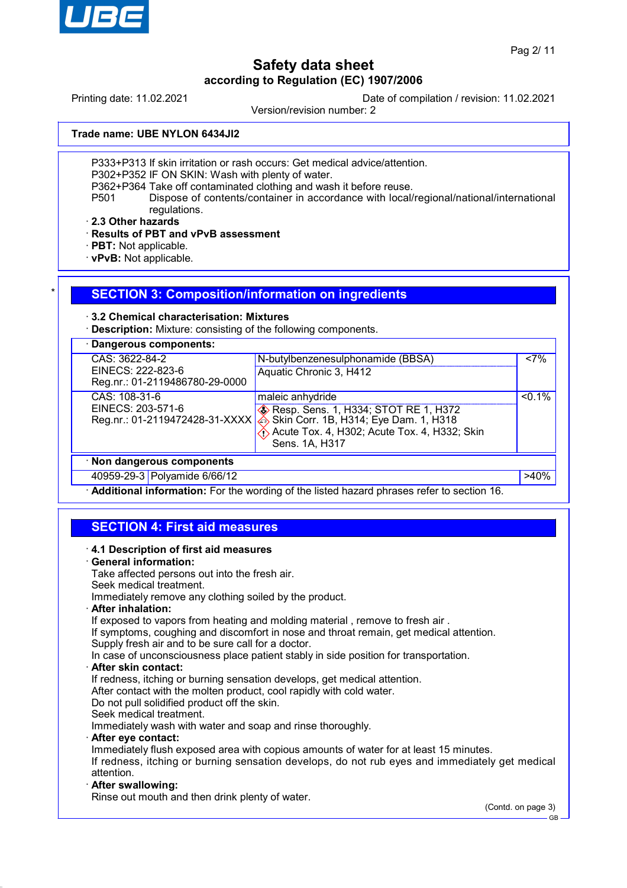Trade name: UBE NYLON 6434JI2

P333+P313 If skin irritation or rash occurs: Get medical advice/attention.
P302+P352 IF ON SKIN: Wash with plenty of water.
P362+P364 Take off contaminated clothing and wash it before reuse.
P501 Dispose of contents/container in accordance with local/regional/national/international regulations.

· **2.3 Other hazards**
· **Results of PBT and vPvB assessment**
· **PBT:** Not applicable.
· **vPvB:** Not applicable.

## SECTION 3: Composition/information on ingredients

· **3.2 Chemical characterisation: Mixtures**
· **Description:** Mixture: consisting of the following components.

· **Dangerous components:**

| Identifiers | Name / Classification | Concentration |
|---|---|---|
| CAS: 3622-84-2<br>EINECS: 222-823-6<br>Reg.nr.: 01-2119486780-29-0000 | N-butylbenzenesulphonamide (BBSA)<br>Aquatic Chronic 3, H412 | <7% |
| CAS: 108-31-6<br>EINECS: 203-571-6<br>Reg.nr.: 01-2119472428-31-XXXX | maleic anhydride<br>Resp. Sens. 1, H334; STOT RE 1, H372<br>Skin Corr. 1B, H314; Eye Dam. 1, H318<br>Acute Tox. 4, H302; Acute Tox. 4, H332; Skin Sens. 1A, H317 | <0.1% |

· **Non dangerous components**

| CAS | Name | Concentration |
|---|---|---|
| 40959-29-3 | Polyamide 6/66/12 | >40% |

· **Additional information:** For the wording of the listed hazard phrases refer to section 16.

## SECTION 4: First aid measures

· **4.1 Description of first aid measures**
· **General information:**
Take affected persons out into the fresh air.
Seek medical treatment.
Immediately remove any clothing soiled by the product.
· **After inhalation:**
If exposed to vapors from heating and molding material , remove to fresh air .
If symptoms, coughing and discomfort in nose and throat remain, get medical attention.
Supply fresh air and to be sure call for a doctor.
In case of unconsciousness place patient stably in side position for transportation.
· **After skin contact:**
If redness, itching or burning sensation develops, get medical attention.
After contact with the molten product, cool rapidly with cold water.
Do not pull solidified product off the skin.
Seek medical treatment.
Immediately wash with water and soap and rinse thoroughly.
· **After eye contact:**
Immediately flush exposed area with copious amounts of water for at least 15 minutes.
If redness, itching or burning sensation develops, do not rub eyes and immediately get medical attention.
· **After swallowing:**
Rinse out mouth and then drink plenty of water.

(Contd. on page 3)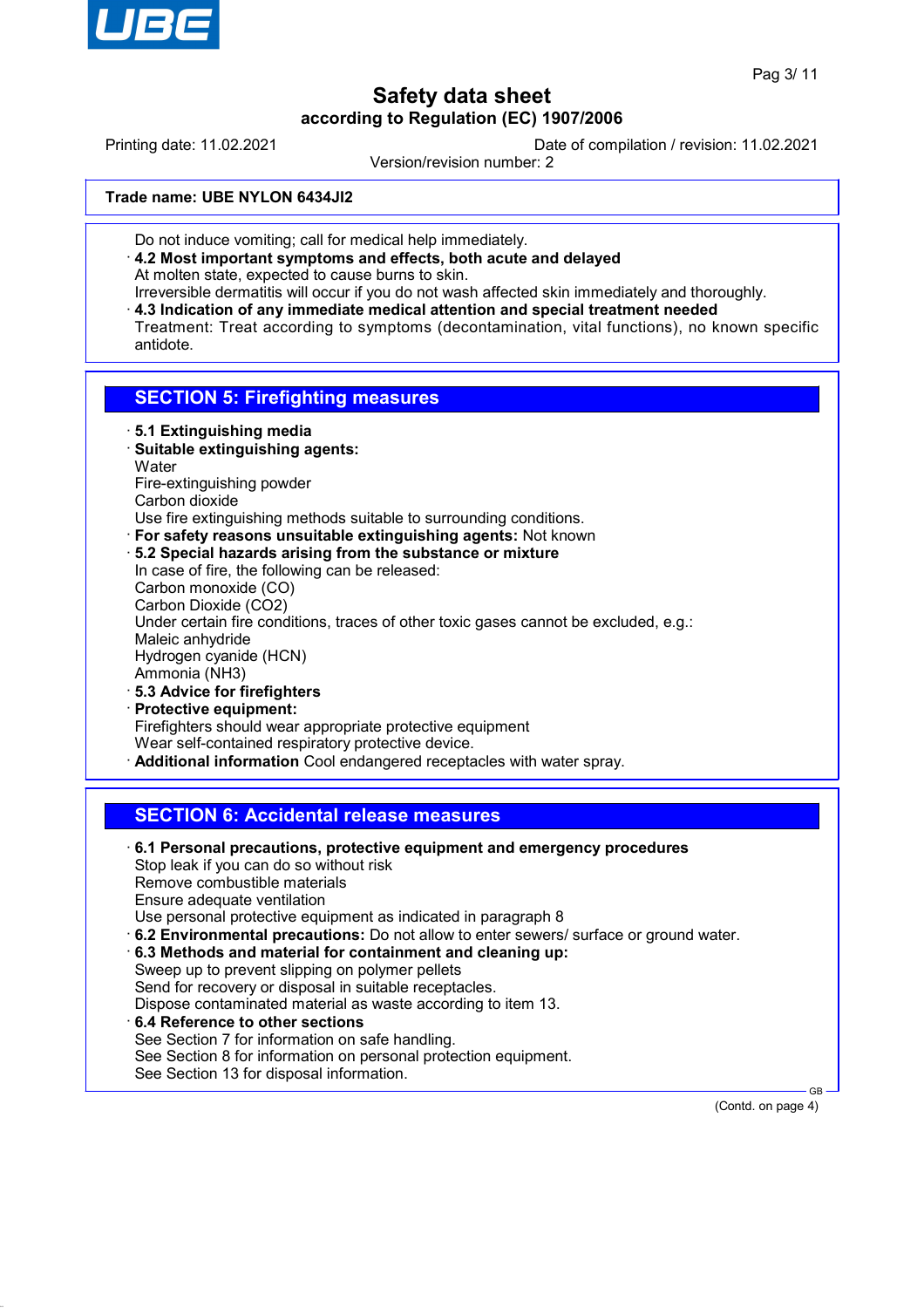Trade name: UBE NYLON 6434JI2

Do not induce vomiting; call for medical help immediately.

· **4.2 Most important symptoms and effects, both acute and delayed**
At molten state, expected to cause burns to skin.
Irreversible dermatitis will occur if you do not wash affected skin immediately and thoroughly.

· **4.3 Indication of any immediate medical attention and special treatment needed**
Treatment: Treat according to symptoms (decontamination, vital functions), no known specific antidote.

## SECTION 5: Firefighting measures

· **5.1 Extinguishing media**

· **Suitable extinguishing agents:**
Water
Fire-extinguishing powder
Carbon dioxide
Use fire extinguishing methods suitable to surrounding conditions.

· **For safety reasons unsuitable extinguishing agents:** Not known

· **5.2 Special hazards arising from the substance or mixture**
In case of fire, the following can be released:
Carbon monoxide (CO)
Carbon Dioxide ($CO_2$)
Under certain fire conditions, traces of other toxic gases cannot be excluded, e.g.:
Maleic anhydride
Hydrogen cyanide (HCN)
Ammonia ($NH_3$)

· **5.3 Advice for firefighters**

· **Protective equipment:**
Firefighters should wear appropriate protective equipment
Wear self-contained respiratory protective device.

· **Additional information** Cool endangered receptacles with water spray.

## SECTION 6: Accidental release measures

· **6.1 Personal precautions, protective equipment and emergency procedures**
Stop leak if you can do so without risk
Remove combustible materials
Ensure adequate ventilation
Use personal protective equipment as indicated in paragraph 8

· **6.2 Environmental precautions:** Do not allow to enter sewers/ surface or ground water.

· **6.3 Methods and material for containment and cleaning up:**
Sweep up to prevent slipping on polymer pellets
Send for recovery or disposal in suitable receptacles.
Dispose contaminated material as waste according to item 13.

· **6.4 Reference to other sections**
See Section 7 for information on safe handling.
See Section 8 for information on personal protection equipment.
See Section 13 for disposal information.

(Contd. on page 4)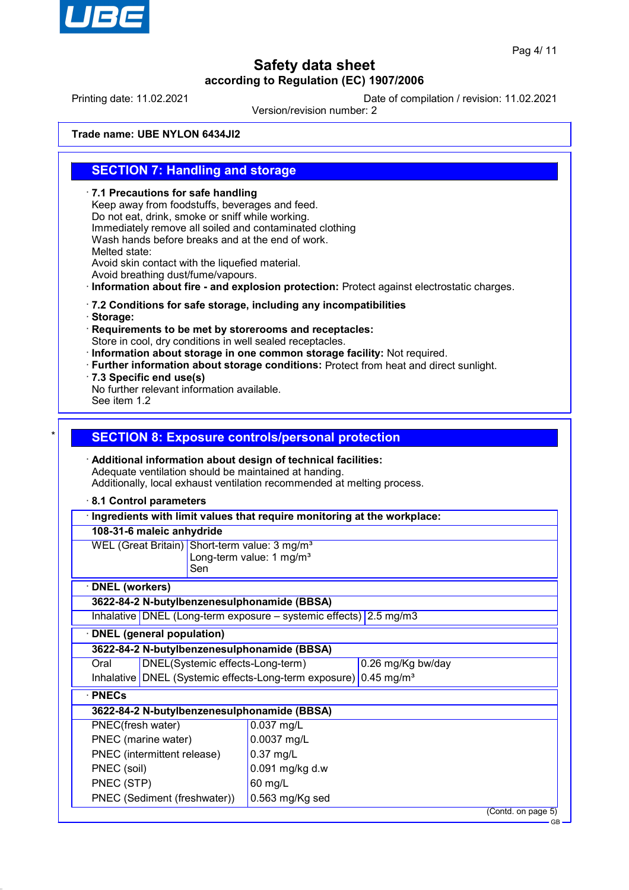# Safety data sheet
**according to Regulation (EC) 1907/2006**

Printing date: 11.02.2021 Date of compilation / revision: 11.02.2021
Version/revision number: 2

**Trade name: UBE NYLON 6434JI2**

## SECTION 7: Handling and storage

· **7.1 Precautions for safe handling**
Keep away from foodstuffs, beverages and feed.
Do not eat, drink, smoke or sniff while working.
Immediately remove all soiled and contaminated clothing
Wash hands before breaks and at the end of work.
Melted state:
Avoid skin contact with the liquefied material.
Avoid breathing dust/fume/vapours.
· **Information about fire - and explosion protection:** Protect against electrostatic charges.

· **7.2 Conditions for safe storage, including any incompatibilities**
· **Storage:**
· **Requirements to be met by storerooms and receptacles:**
Store in cool, dry conditions in well sealed receptacles.
· **Information about storage in one common storage facility:** Not required.
· **Further information about storage conditions:** Protect from heat and direct sunlight.
· **7.3 Specific end use(s)**
No further relevant information available.
See item 1.2

\*

## SECTION 8: Exposure controls/personal protection

· **Additional information about design of technical facilities:**
Adequate ventilation should be maintained at handing.
Additionally, local exhaust ventilation recommended at melting process.

· **8.1 Control parameters**

| · **Ingredients with limit values that require monitoring at the workplace:** | |
|---|---|
| **108-31-6 maleic anhydride** | |
| WEL (Great Britain) | Short-term value: 3 mg/m³<br>Long-term value: 1 mg/m³<br>Sen |

| · **DNEL (workers)** | | |
|---|---|---|
| **3622-84-2 N-butylbenzenesulphonamide (BBSA)** | | |
| Inhalative | DNEL (Long-term exposure – systemic effects) | 2.5 mg/m3 |

| · **DNEL (general population)** | | |
|---|---|---|
| **3622-84-2 N-butylbenzenesulphonamide (BBSA)** | | |
| Oral | DNEL(Systemic effects-Long-term) | 0.26 mg/Kg bw/day |
| Inhalative | DNEL (Systemic effects-Long-term exposure) | 0.45 mg/m³ |

| · **PNECs** | |
|---|---|
| **3622-84-2 N-butylbenzenesulphonamide (BBSA)** | |
| PNEC(fresh water) | 0.037 mg/L |
| PNEC (marine water) | 0.0037 mg/L |
| PNEC (intermittent release) | 0.37 mg/L |
| PNEC (soil) | 0.091 mg/kg d.w |
| PNEC (STP) | 60 mg/L |
| PNEC (Sediment (freshwater)) | 0.563 mg/Kg sed |

(Contd. on page 5)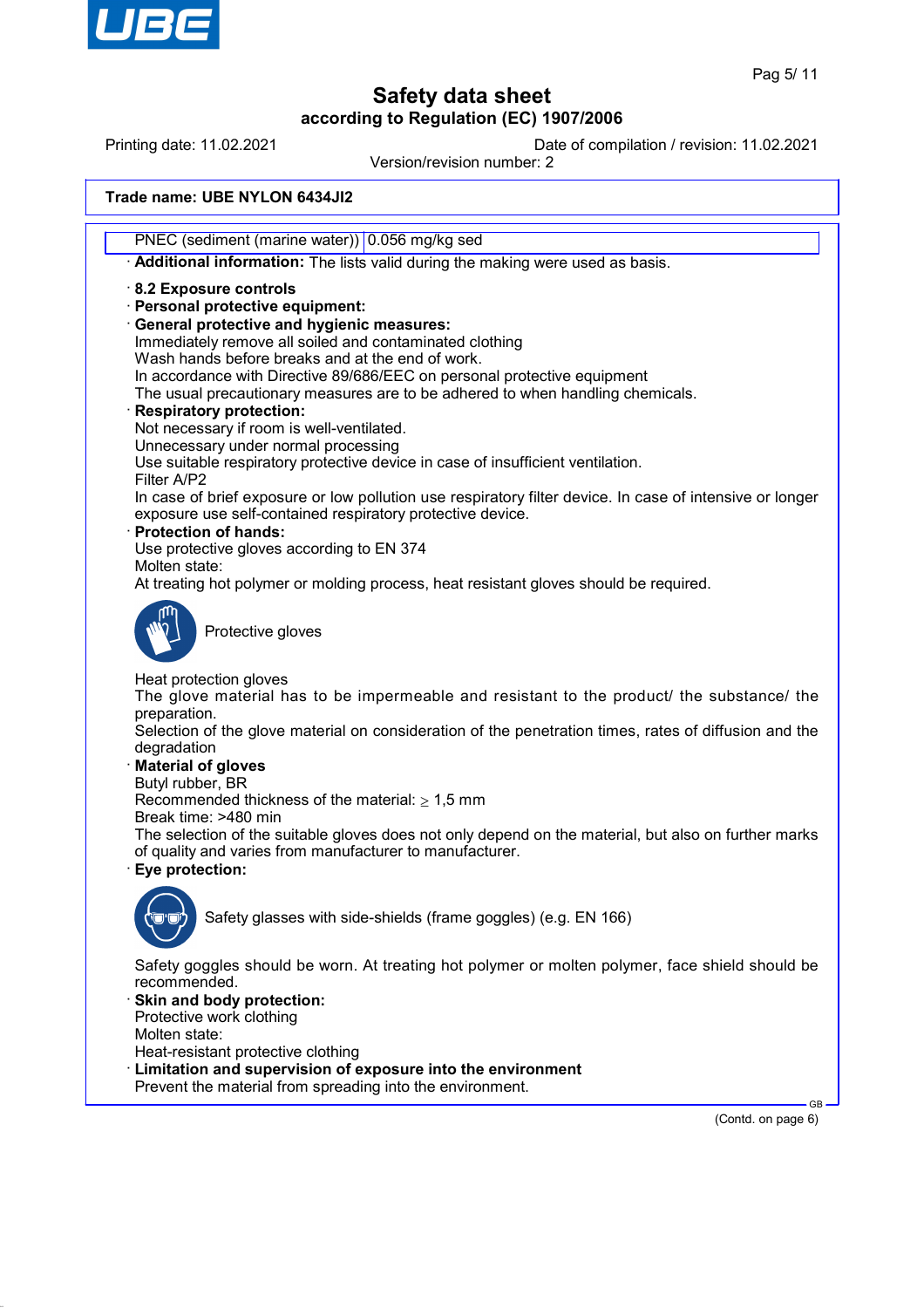Trade name: UBE NYLON 6434JI2

| PNEC (sediment (marine water)) | 0.056 mg/kg sed |
| --- | --- |

· **Additional information:** The lists valid during the making were used as basis.

· **8.2 Exposure controls**
· **Personal protective equipment:**
· **General protective and hygienic measures:**
Immediately remove all soiled and contaminated clothing
Wash hands before breaks and at the end of work.
In accordance with Directive 89/686/EEC on personal protective equipment
The usual precautionary measures are to be adhered to when handling chemicals.
· **Respiratory protection:**
Not necessary if room is well-ventilated.
Unnecessary under normal processing
Use suitable respiratory protective device in case of insufficient ventilation.
Filter A/P2
In case of brief exposure or low pollution use respiratory filter device. In case of intensive or longer exposure use self-contained respiratory protective device.
· **Protection of hands:**
Use protective gloves according to EN 374
Molten state:
At treating hot polymer or molding process, heat resistant gloves should be required.

Protective gloves

Heat protection gloves
The glove material has to be impermeable and resistant to the product/ the substance/ the preparation.
Selection of the glove material on consideration of the penetration times, rates of diffusion and the degradation
· **Material of gloves**
Butyl rubber, BR
Recommended thickness of the material: ≥ 1,5 mm
Break time: >480 min
The selection of the suitable gloves does not only depend on the material, but also on further marks of quality and varies from manufacturer to manufacturer.
· **Eye protection:**

Safety glasses with side-shields (frame goggles) (e.g. EN 166)

Safety goggles should be worn. At treating hot polymer or molten polymer, face shield should be recommended.
· **Skin and body protection:**
Protective work clothing
Molten state:
Heat-resistant protective clothing
· **Limitation and supervision of exposure into the environment**
Prevent the material from spreading into the environment.

(Contd. on page 6)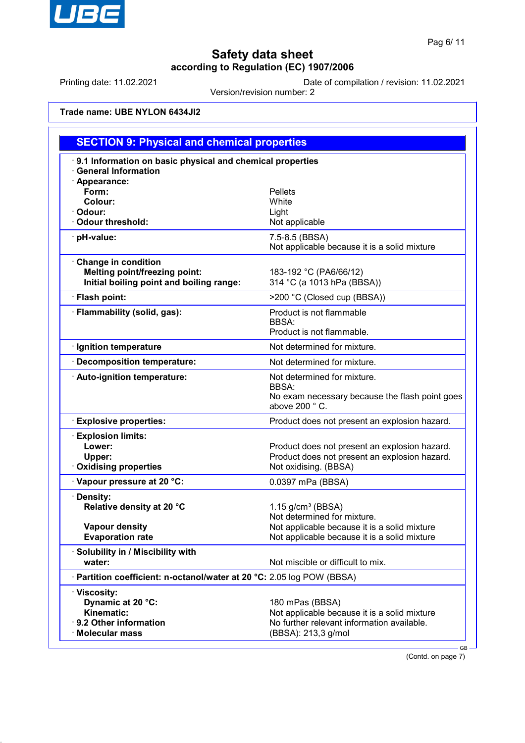# Safety data sheet
according to Regulation (EC) 1907/2006

Printing date: 11.02.2021  Date of compilation / revision: 11.02.2021

Version/revision number: 2

**Trade name: UBE NYLON 6434JI2**

## SECTION 9: Physical and chemical properties

| | |
|---|---|
| · **9.1 Information on basic physical and chemical properties** | |
| · **General Information** | |
| · **Appearance:** | |
| **Form:** | Pellets |
| **Colour:** | White |
| · **Odour:** | Light |
| · **Odour threshold:** | Not applicable |
| · **pH-value:** | 7.5-8.5 (BBSA)<br>Not applicable because it is a solid mixture |
| · **Change in condition** | |
| **Melting point/freezing point:** | 183-192 °C (PA6/66/12) |
| **Initial boiling point and boiling range:** | 314 °C (a 1013 hPa (BBSA)) |
| · **Flash point:** | >200 °C (Closed cup (BBSA)) |
| · **Flammability (solid, gas):** | Product is not flammable<br>BBSA:<br>Product is not flammable. |
| · **Ignition temperature** | Not determined for mixture. |
| · **Decomposition temperature:** | Not determined for mixture. |
| · **Auto-ignition temperature:** | Not determined for mixture.<br>BBSA:<br>No exam necessary because the flash point goes above 200 ° C. |
| · **Explosive properties:** | Product does not present an explosion hazard. |
| · **Explosion limits:** | |
| **Lower:** | Product does not present an explosion hazard. |
| **Upper:** | Product does not present an explosion hazard. |
| · **Oxidising properties** | Not oxidising. (BBSA) |
| · **Vapour pressure at 20 °C:** | 0.0397 mPa (BBSA) |
| · **Density:** | |
| **Relative density at 20 °C** | 1.15 g/cm³ (BBSA)<br>Not determined for mixture. |
| **Vapour density** | Not applicable because it is a solid mixture |
| **Evaporation rate** | Not applicable because it is a solid mixture |
| · **Solubility in / Miscibility with** | |
| **water:** | Not miscible or difficult to mix. |
| · **Partition coefficient: n-octanol/water at 20 °C:** | 2.05 log POW (BBSA) |
| · **Viscosity:** | |
| **Dynamic at 20 °C:** | 180 mPas (BBSA) |
| **Kinematic:** | Not applicable because it is a solid mixture |
| · **9.2 Other information** | No further relevant information available. |
| · **Molecular mass** | (BBSA): 213,3 g/mol |

(Contd. on page 7)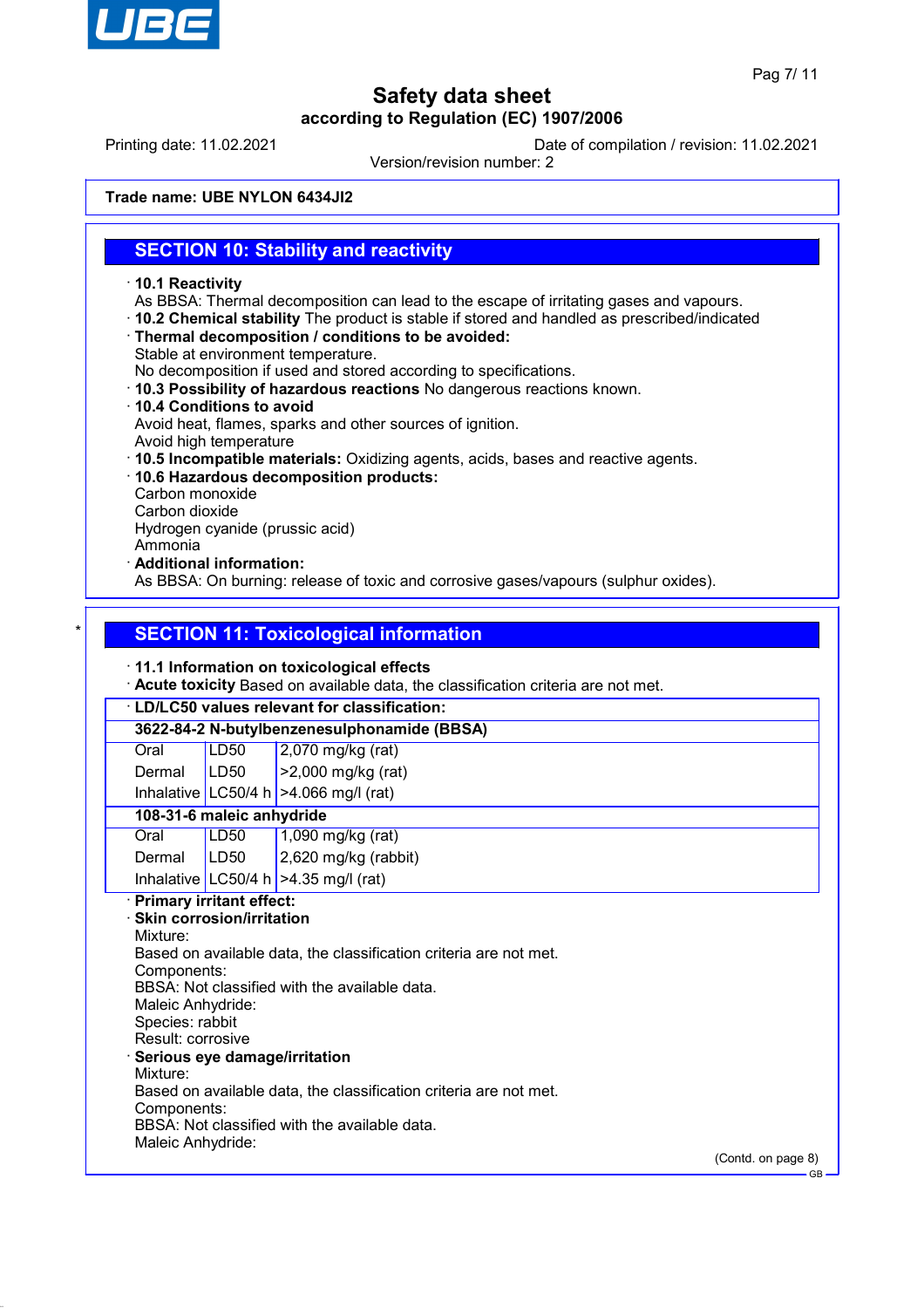# Safety data sheet
## according to Regulation (EC) 1907/2006

Printing date: 11.02.2021 Date of compilation / revision: 11.02.2021

Version/revision number: 2

**Trade name: UBE NYLON 6434JI2**

## SECTION 10: Stability and reactivity

· **10.1 Reactivity**
As BBSA: Thermal decomposition can lead to the escape of irritating gases and vapours.

· **10.2 Chemical stability** The product is stable if stored and handled as prescribed/indicated

· **Thermal decomposition / conditions to be avoided:**
Stable at environment temperature.
No decomposition if used and stored according to specifications.

· **10.3 Possibility of hazardous reactions** No dangerous reactions known.

· **10.4 Conditions to avoid**
Avoid heat, flames, sparks and other sources of ignition.
Avoid high temperature

· **10.5 Incompatible materials:** Oxidizing agents, acids, bases and reactive agents.

· **10.6 Hazardous decomposition products:**
Carbon monoxide
Carbon dioxide
Hydrogen cyanide (prussic acid)
Ammonia

· **Additional information:**
As BBSA: On burning: release of toxic and corrosive gases/vapours (sulphur oxides).

\*

## SECTION 11: Toxicological information

· **11.1 Information on toxicological effects**

· **Acute toxicity** Based on available data, the classification criteria are not met.

· **LD/LC50 values relevant for classification:**

| | | |
|---|---|---|
| **3622-84-2 N-butylbenzenesulphonamide (BBSA)** | | |
| Oral | LD50 | 2,070 mg/kg (rat) |
| Dermal | LD50 | >2,000 mg/kg (rat) |
| Inhalative | LC50/4 h | >4.066 mg/l (rat) |
| **108-31-6 maleic anhydride** | | |
| Oral | LD50 | 1,090 mg/kg (rat) |
| Dermal | LD50 | 2,620 mg/kg (rabbit) |
| Inhalative | LC50/4 h | >4.35 mg/l (rat) |

· **Primary irritant effect:**

· **Skin corrosion/irritation**
Mixture:
Based on available data, the classification criteria are not met.
Components:
BBSA: Not classified with the available data.
Maleic Anhydride:
Species: rabbit
Result: corrosive

· **Serious eye damage/irritation**
Mixture:
Based on available data, the classification criteria are not met.
Components:
BBSA: Not classified with the available data.
Maleic Anhydride:

(Contd. on page 8)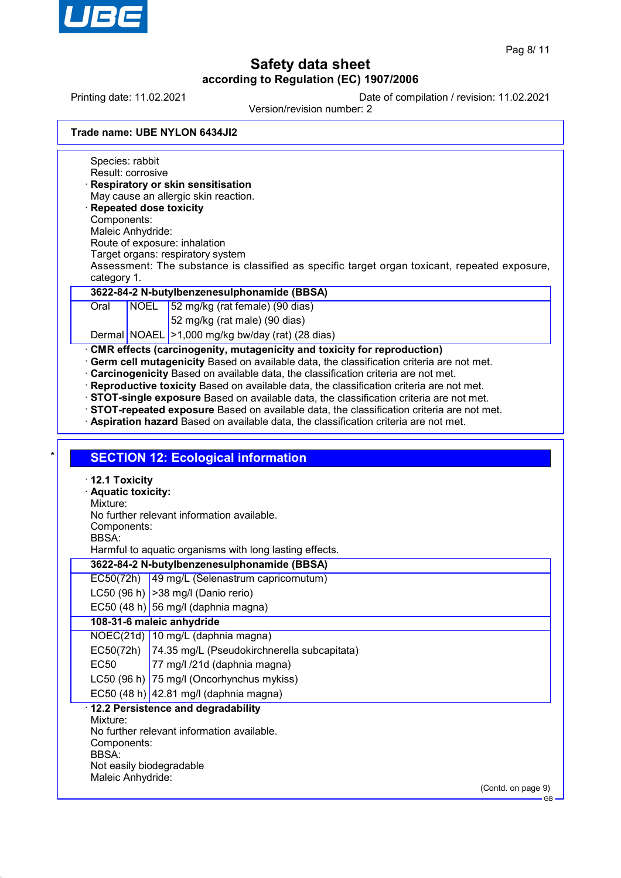Trade name: UBE NYLON 6434JI2

Species: rabbit
Result: corrosive

· **Respiratory or skin sensitisation**
May cause an allergic skin reaction.

· **Repeated dose toxicity**
Components:
Maleic Anhydride:
Route of exposure: inhalation
Target organs: respiratory system
Assessment: The substance is classified as specific target organ toxicant, repeated exposure, category 1.

| **3622-84-2 N-butylbenzenesulphonamide (BBSA)** | | |
|---|---|---|
| Oral | NOEL | 52 mg/kg (rat female) (90 dias) |
| | | 52 mg/kg (rat male) (90 dias) |
| Dermal | NOAEL | >1,000 mg/kg bw/day (rat) (28 dias) |

· **CMR effects (carcinogenity, mutagenicity and toxicity for reproduction)**
· **Germ cell mutagenicity** Based on available data, the classification criteria are not met.
· **Carcinogenicity** Based on available data, the classification criteria are not met.
· **Reproductive toxicity** Based on available data, the classification criteria are not met.
· **STOT-single exposure** Based on available data, the classification criteria are not met.
· **STOT-repeated exposure** Based on available data, the classification criteria are not met.
· **Aspiration hazard** Based on available data, the classification criteria are not met.

## SECTION 12: Ecological information

· **12.1 Toxicity**
· **Aquatic toxicity:**
Mixture:
No further relevant information available.
Components:
BBSA:
Harmful to aquatic organisms with long lasting effects.

| **3622-84-2 N-butylbenzenesulphonamide (BBSA)** | |
|---|---|
| EC50(72h) | 49 mg/L (Selenastrum capricornutum) |
| LC50 (96 h) | >38 mg/l (Danio rerio) |
| EC50 (48 h) | 56 mg/l (daphnia magna) |
| **108-31-6 maleic anhydride** | |
| NOEC(21d) | 10 mg/L (daphnia magna) |
| EC50(72h) | 74.35 mg/L (Pseudokirchnerella subcapitata) |
| EC50 | 77 mg/l /21d (daphnia magna) |
| LC50 (96 h) | 75 mg/l (Oncorhynchus mykiss) |
| EC50 (48 h) | 42.81 mg/l (daphnia magna) |

· **12.2 Persistence and degradability**
Mixture:
No further relevant information available.
Components:
BBSA:
Not easily biodegradable
Maleic Anhydride:

(Contd. on page 9)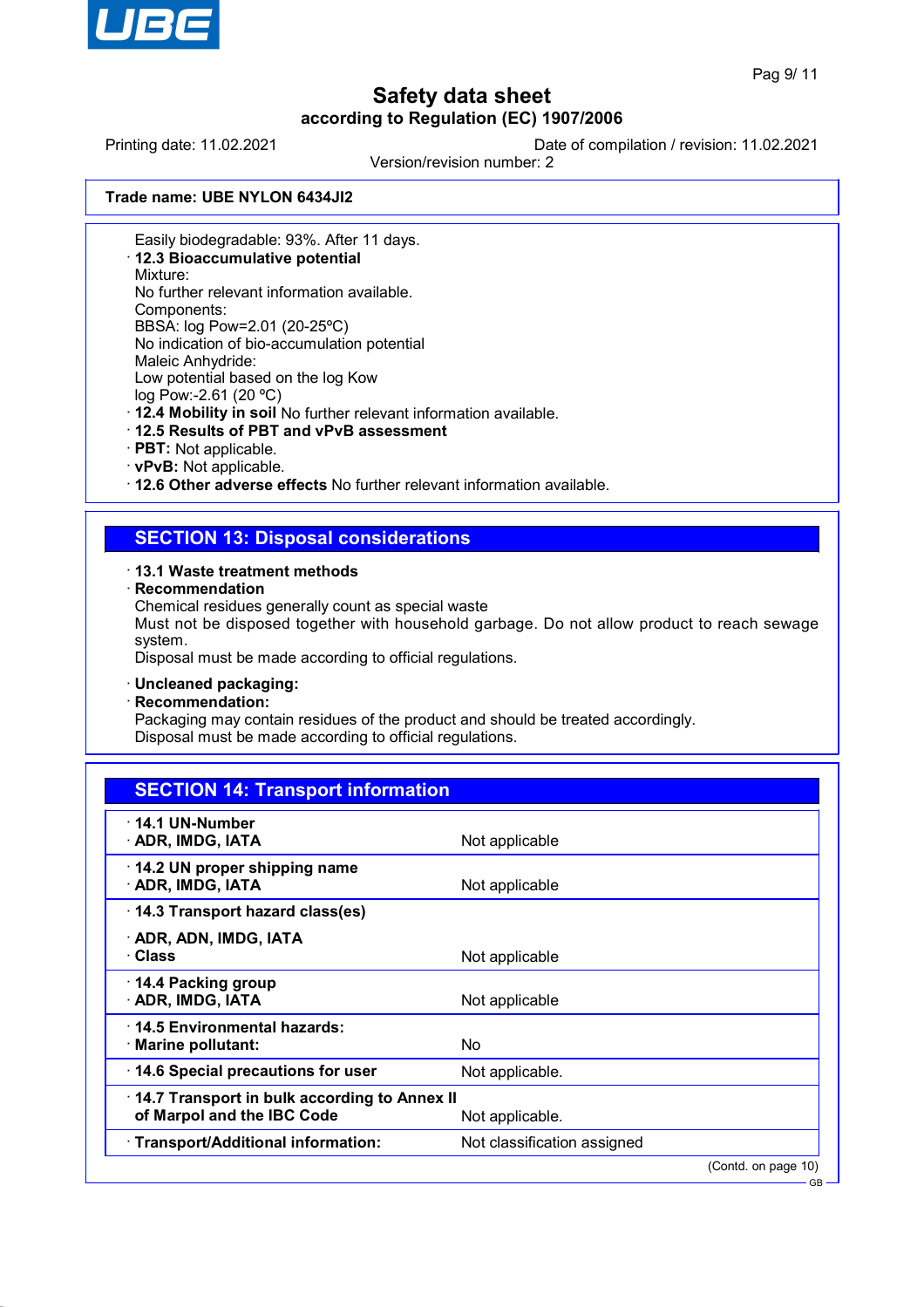**Trade name: UBE NYLON 6434JI2**

Easily biodegradable: 93%. After 11 days.

· **12.3 Bioaccumulative potential**
Mixture:
No further relevant information available.
Components:
BBSA: log Pow=2.01 (20-25ºC)
No indication of bio-accumulation potential
Maleic Anhydride:
Low potential based on the log Kow
log Pow:-2.61 (20 ºC)

· **12.4 Mobility in soil** No further relevant information available.

· **12.5 Results of PBT and vPvB assessment**

· **PBT:** Not applicable.

· **vPvB:** Not applicable.

· **12.6 Other adverse effects** No further relevant information available.

## SECTION 13: Disposal considerations

· **13.1 Waste treatment methods**

· **Recommendation**
Chemical residues generally count as special waste
Must not be disposed together with household garbage. Do not allow product to reach sewage system.
Disposal must be made according to official regulations.

· **Uncleaned packaging:**

· **Recommendation:**
Packaging may contain residues of the product and should be treated accordingly.
Disposal must be made according to official regulations.

## SECTION 14: Transport information

| | |
|---|---|
| · **14.1 UN-Number**<br>· **ADR, IMDG, IATA** | Not applicable |
| · **14.2 UN proper shipping name**<br>· **ADR, IMDG, IATA** | Not applicable |
| · **14.3 Transport hazard class(es)**<br>· **ADR, ADN, IMDG, IATA**<br>· **Class** | Not applicable |
| · **14.4 Packing group**<br>· **ADR, IMDG, IATA** | Not applicable |
| · **14.5 Environmental hazards:**<br>· **Marine pollutant:** | No |
| · **14.6 Special precautions for user** | Not applicable. |
| · **14.7 Transport in bulk according to Annex II of Marpol and the IBC Code** | Not applicable. |
| · **Transport/Additional information:** | Not classification assigned |

(Contd. on page 10)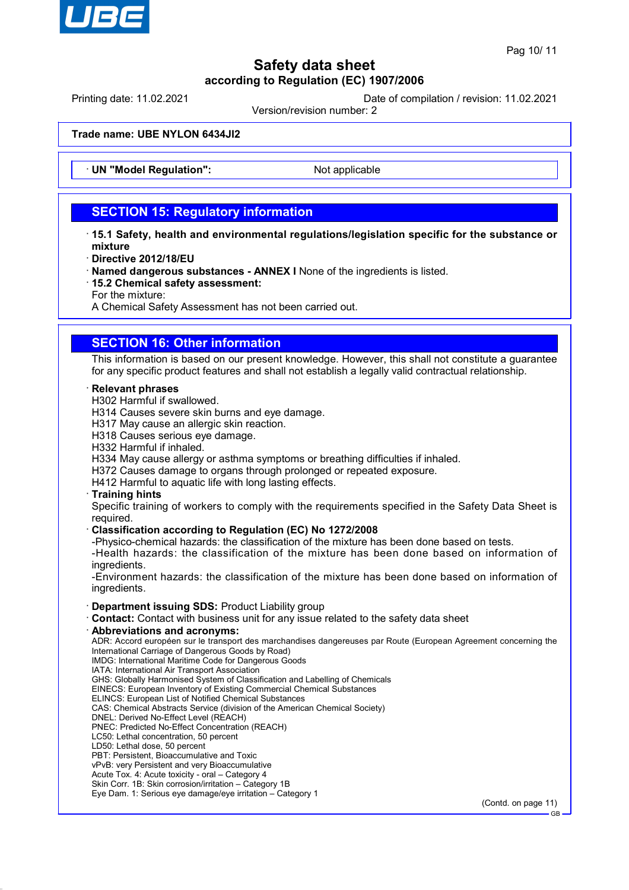# Safety data sheet

## according to Regulation (EC) 1907/2006

Printing date: 11.02.2021 Date of compilation / revision: 11.02.2021

Version/revision number: 2

**Trade name: UBE NYLON 6434JI2**

| · **UN "Model Regulation":** | Not applicable |
|---|---|

## SECTION 15: Regulatory information

· **15.1 Safety, health and environmental regulations/legislation specific for the substance or mixture**
· **Directive 2012/18/EU**
· **Named dangerous substances - ANNEX I** None of the ingredients is listed.
· **15.2 Chemical safety assessment:**
For the mixture:
A Chemical Safety Assessment has not been carried out.

## SECTION 16: Other information

This information is based on our present knowledge. However, this shall not constitute a guarantee for any specific product features and shall not establish a legally valid contractual relationship.

· **Relevant phrases**
H302 Harmful if swallowed.
H314 Causes severe skin burns and eye damage.
H317 May cause an allergic skin reaction.
H318 Causes serious eye damage.
H332 Harmful if inhaled.
H334 May cause allergy or asthma symptoms or breathing difficulties if inhaled.
H372 Causes damage to organs through prolonged or repeated exposure.
H412 Harmful to aquatic life with long lasting effects.
· **Training hints**
Specific training of workers to comply with the requirements specified in the Safety Data Sheet is required.
· **Classification according to Regulation (EC) No 1272/2008**
-Physico-chemical hazards: the classification of the mixture has been done based on tests.
-Health hazards: the classification of the mixture has been done based on information of ingredients.
-Environment hazards: the classification of the mixture has been done based on information of ingredients.

· **Department issuing SDS:** Product Liability group
· **Contact:** Contact with business unit for any issue related to the safety data sheet
· **Abbreviations and acronyms:**
ADR: Accord européen sur le transport des marchandises dangereuses par Route (European Agreement concerning the International Carriage of Dangerous Goods by Road)
IMDG: International Maritime Code for Dangerous Goods
IATA: International Air Transport Association
GHS: Globally Harmonised System of Classification and Labelling of Chemicals
EINECS: European Inventory of Existing Commercial Chemical Substances
ELINCS: European List of Notified Chemical Substances
CAS: Chemical Abstracts Service (division of the American Chemical Society)
DNEL: Derived No-Effect Level (REACH)
PNEC: Predicted No-Effect Concentration (REACH)
LC50: Lethal concentration, 50 percent
LD50: Lethal dose, 50 percent
PBT: Persistent, Bioaccumulative and Toxic
vPvB: very Persistent and very Bioaccumulative
Acute Tox. 4: Acute toxicity - oral – Category 4
Skin Corr. 1B: Skin corrosion/irritation – Category 1B
Eye Dam. 1: Serious eye damage/eye irritation – Category 1

(Contd. on page 11)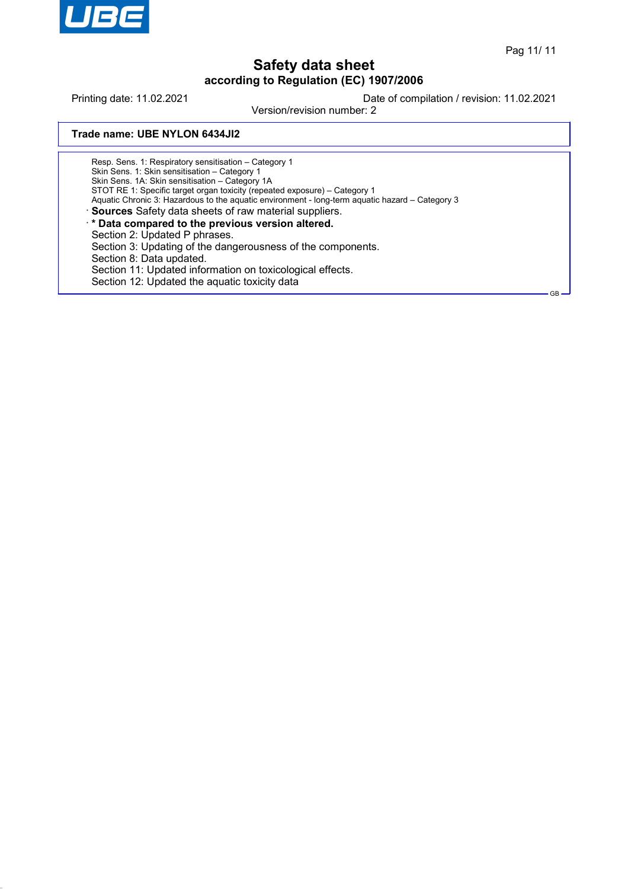Resp. Sens. 1: Respiratory sensitisation – Category 1
Skin Sens. 1: Skin sensitisation – Category 1
Skin Sens. 1A: Skin sensitisation – Category 1A
STOT RE 1: Specific target organ toxicity (repeated exposure) – Category 1
Aquatic Chronic 3: Hazardous to the aquatic environment - long-term aquatic hazard – Category 3

· **Sources** Safety data sheets of raw material suppliers.

· **\* Data compared to the previous version altered.**
Section 2: Updated P phrases.
Section 3: Updating of the dangerousness of the components.
Section 8: Data updated.
Section 11: Updated information on toxicological effects.
Section 12: Updated the aquatic toxicity data